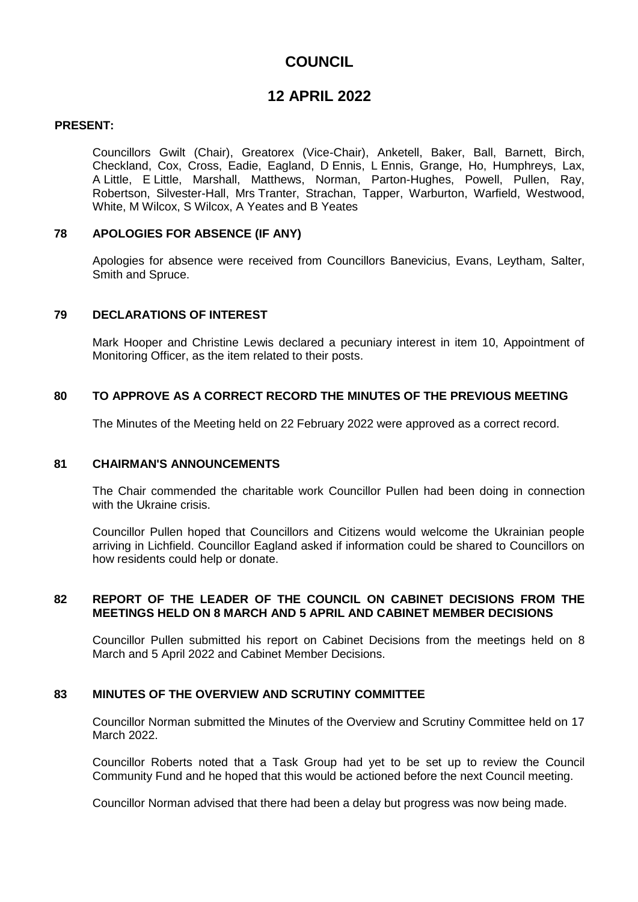# COUNCIL

# 12 APRIL 2022

**PRESENT:**

Councillors Gwilt (Chair), Greatorex (Vice-Chair), Anketell, Baker, Ball, Barnett, Birch, Checkland, Cox, Cross, Eadie, Eagland, D Ennis, L Ennis, Grange, Ho, Humphreys, Lax, A Little, E Little, Marshall, Matthews, Norman, Parton-Hughes, Powell, Pullen, Ray, Robertson, Silvester-Hall, Mrs Tranter, Strachan, Tapper, Warburton, Warfield, Westwood, White, M Wilcox, S Wilcox, A Yeates and B Yeates

## 78 APOLOGIES FOR ABSENCE (IF ANY)

Apologies for absence were received from Councillors Banevicius, Evans, Leytham, Salter, Smith and Spruce.

## 79 DECLARATIONS OF INTEREST

Mark Hooper and Christine Lewis declared a pecuniary interest in item 10, Appointment of Monitoring Officer, as the item related to their posts.

## 80 TO APPROVE AS A CORRECT RECORD THE MINUTES OF THE PREVIOUS MEETING

The Minutes of the Meeting held on 22 February 2022 were approved as a correct record.

## 81 CHAIRMAN'S ANNOUNCEMENTS

The Chair commended the charitable work Councillor Pullen had been doing in connection with the Ukraine crisis.

Councillor Pullen hoped that Councillors and Citizens would welcome the Ukrainian people arriving in Lichfield. Councillor Eagland asked if information could be shared to Councillors on how residents could help or donate.

## 82 REPORT OF THE LEADER OF THE COUNCIL ON CABINET DECISIONS FROM THE MEETINGS HELD ON 8 MARCH AND 5 APRIL AND CABINET MEMBER DECISIONS

Councillor Pullen submitted his report on Cabinet Decisions from the meetings held on 8 March and 5 April 2022 and Cabinet Member Decisions.

## 83 MINUTES OF THE OVERVIEW AND SCRUTINY COMMITTEE

Councillor Norman submitted the Minutes of the Overview and Scrutiny Committee held on 17 March 2022.

Councillor Roberts noted that a Task Group had yet to be set up to review the Council Community Fund and he hoped that this would be actioned before the next Council meeting.

Councillor Norman advised that there had been a delay but progress was now being made.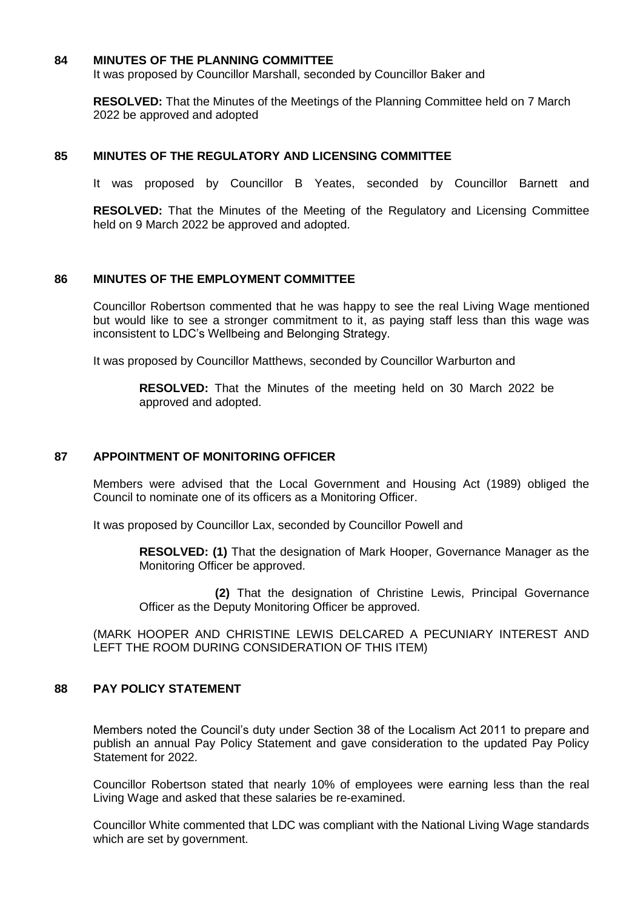## 84 MINUTES OF THE PLANNING COMMITTEE

It was proposed by Councillor Marshall, seconded by Councillor Baker and

**RESOLVED:** That the Minutes of the Meetings of the Planning Committee held on 7 March 2022 be approved and adopted

## 85 MINUTES OF THE REGULATORY AND LICENSING COMMITTEE

It was proposed by Councillor B Yeates, seconded by Councillor Barnett and

**RESOLVED:** That the Minutes of the Meeting of the Regulatory and Licensing Committee held on 9 March 2022 be approved and adopted.

## 86 MINUTES OF THE EMPLOYMENT COMMITTEE

Councillor Robertson commented that he was happy to see the real Living Wage mentioned but would like to see a stronger commitment to it, as paying staff less than this wage was inconsistent to LDC's Wellbeing and Belonging Strategy.

It was proposed by Councillor Matthews, seconded by Councillor Warburton and

**RESOLVED:** That the Minutes of the meeting held on 30 March 2022 be approved and adopted.

## 87 APPOINTMENT OF MONITORING OFFICER

Members were advised that the Local Government and Housing Act (1989) obliged the Council to nominate one of its officers as a Monitoring Officer.

It was proposed by Councillor Lax, seconded by Councillor Powell and

**RESOLVED: (1)** That the designation of Mark Hooper, Governance Manager as the Monitoring Officer be approved.

**(2)** That the designation of Christine Lewis, Principal Governance Officer as the Deputy Monitoring Officer be approved.

(MARK HOOPER AND CHRISTINE LEWIS DELCARED A PECUNIARY INTEREST AND LEFT THE ROOM DURING CONSIDERATION OF THIS ITEM)

## 88 PAY POLICY STATEMENT

Members noted the Council's duty under Section 38 of the Localism Act 2011 to prepare and publish an annual Pay Policy Statement and gave consideration to the updated Pay Policy Statement for 2022.

Councillor Robertson stated that nearly 10% of employees were earning less than the real Living Wage and asked that these salaries be re-examined.

Councillor White commented that LDC was compliant with the National Living Wage standards which are set by government.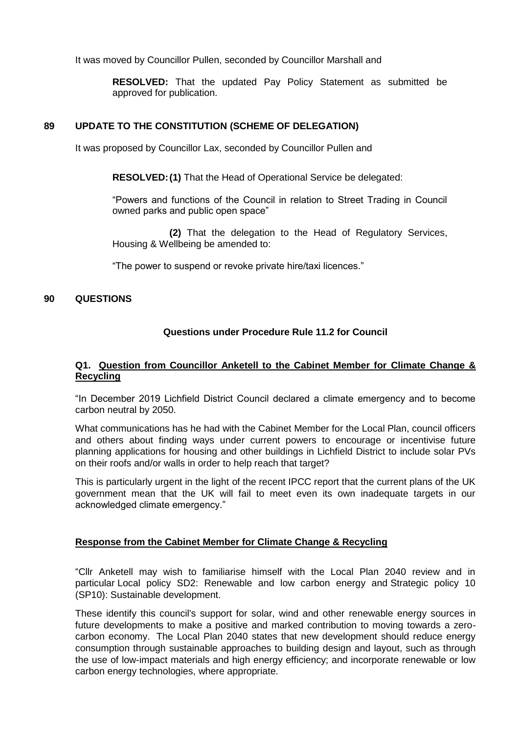It was moved by Councillor Pullen, seconded by Councillor Marshall and

**RESOLVED:** That the updated Pay Policy Statement as submitted be approved for publication.

## 89 UPDATE TO THE CONSTITUTION (SCHEME OF DELEGATION)

It was proposed by Councillor Lax, seconded by Councillor Pullen and

**RESOLVED: (1)** That the Head of Operational Service be delegated:

"Powers and functions of the Council in relation to Street Trading in Council owned parks and public open space"

**(2)** That the delegation to the Head of Regulatory Services, Housing & Wellbeing be amended to:

"The power to suspend or revoke private hire/taxi licences."

## 90 QUESTIONS

### Questions under Procedure Rule 11.2 for Council

**Q1. <u>Question from Councillor Anketell to the Cabinet Member for Climate Change & Recycling</u>**

"In December 2019 Lichfield District Council declared a climate emergency and to become carbon neutral by 2050.

What communications has he had with the Cabinet Member for the Local Plan, council officers and others about finding ways under current powers to encourage or incentivise future planning applications for housing and other buildings in Lichfield District to include solar PVs on their roofs and/or walls in order to help reach that target?

This is particularly urgent in the light of the recent IPCC report that the current plans of the UK government mean that the UK will fail to meet even its own inadequate targets in our acknowledged climate emergency."

**<u>Response from the Cabinet Member for Climate Change & Recycling</u>**

"Cllr Anketell may wish to familiarise himself with the Local Plan 2040 review and in particular Local policy SD2: Renewable and low carbon energy and Strategic policy 10 (SP10): Sustainable development.

These identify this council's support for solar, wind and other renewable energy sources in future developments to make a positive and marked contribution to moving towards a zero-carbon economy. The Local Plan 2040 states that new development should reduce energy consumption through sustainable approaches to building design and layout, such as through the use of low-impact materials and high energy efficiency; and incorporate renewable or low carbon energy technologies, where appropriate.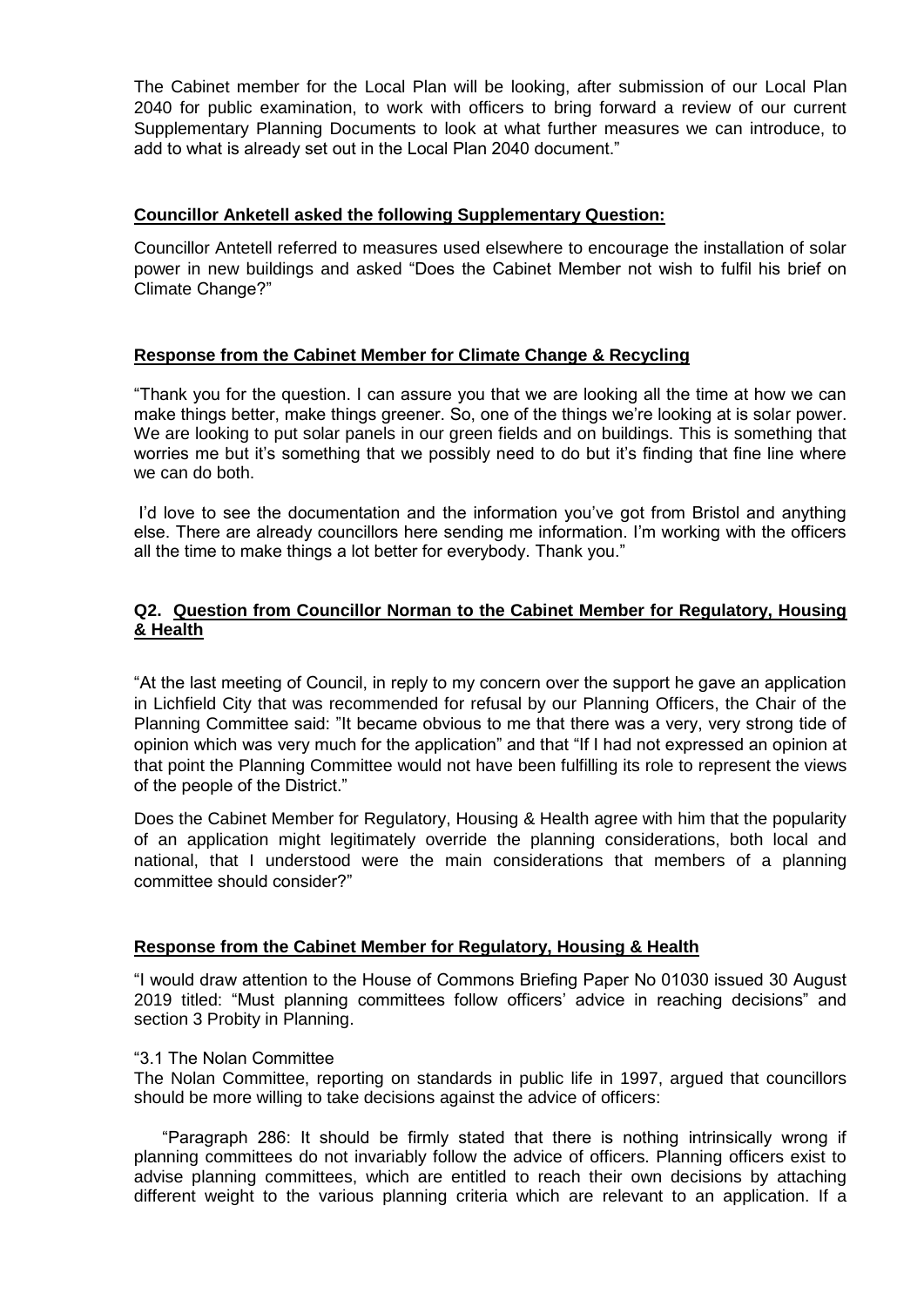The Cabinet member for the Local Plan will be looking, after submission of our Local Plan 2040 for public examination, to work with officers to bring forward a review of our current Supplementary Planning Documents to look at what further measures we can introduce, to add to what is already set out in the Local Plan 2040 document."

**Councillor Anketell asked the following Supplementary Question:**

Councillor Antetell referred to measures used elsewhere to encourage the installation of solar power in new buildings and asked "Does the Cabinet Member not wish to fulfil his brief on Climate Change?"

**Response from the Cabinet Member for Climate Change & Recycling**

"Thank you for the question. I can assure you that we are looking all the time at how we can make things better, make things greener. So, one of the things we're looking at is solar power. We are looking to put solar panels in our green fields and on buildings. This is something that worries me but it's something that we possibly need to do but it's finding that fine line where we can do both.

I'd love to see the documentation and the information you've got from Bristol and anything else. There are already councillors here sending me information. I'm working with the officers all the time to make things a lot better for everybody. Thank you."

**Q2. Question from Councillor Norman to the Cabinet Member for Regulatory, Housing & Health**

"At the last meeting of Council, in reply to my concern over the support he gave an application in Lichfield City that was recommended for refusal by our Planning Officers, the Chair of the Planning Committee said: "It became obvious to me that there was a very, very strong tide of opinion which was very much for the application" and that "If I had not expressed an opinion at that point the Planning Committee would not have been fulfilling its role to represent the views of the people of the District."

Does the Cabinet Member for Regulatory, Housing & Health agree with him that the popularity of an application might legitimately override the planning considerations, both local and national, that I understood were the main considerations that members of a planning committee should consider?"

**Response from the Cabinet Member for Regulatory, Housing & Health**

"I would draw attention to the House of Commons Briefing Paper No 01030 issued 30 August 2019 titled: "Must planning committees follow officers' advice in reaching decisions" and section 3 Probity in Planning.

"3.1 The Nolan Committee

The Nolan Committee, reporting on standards in public life in 1997, argued that councillors should be more willing to take decisions against the advice of officers:

"Paragraph 286: It should be firmly stated that there is nothing intrinsically wrong if planning committees do not invariably follow the advice of officers. Planning officers exist to advise planning committees, which are entitled to reach their own decisions by attaching different weight to the various planning criteria which are relevant to an application. If a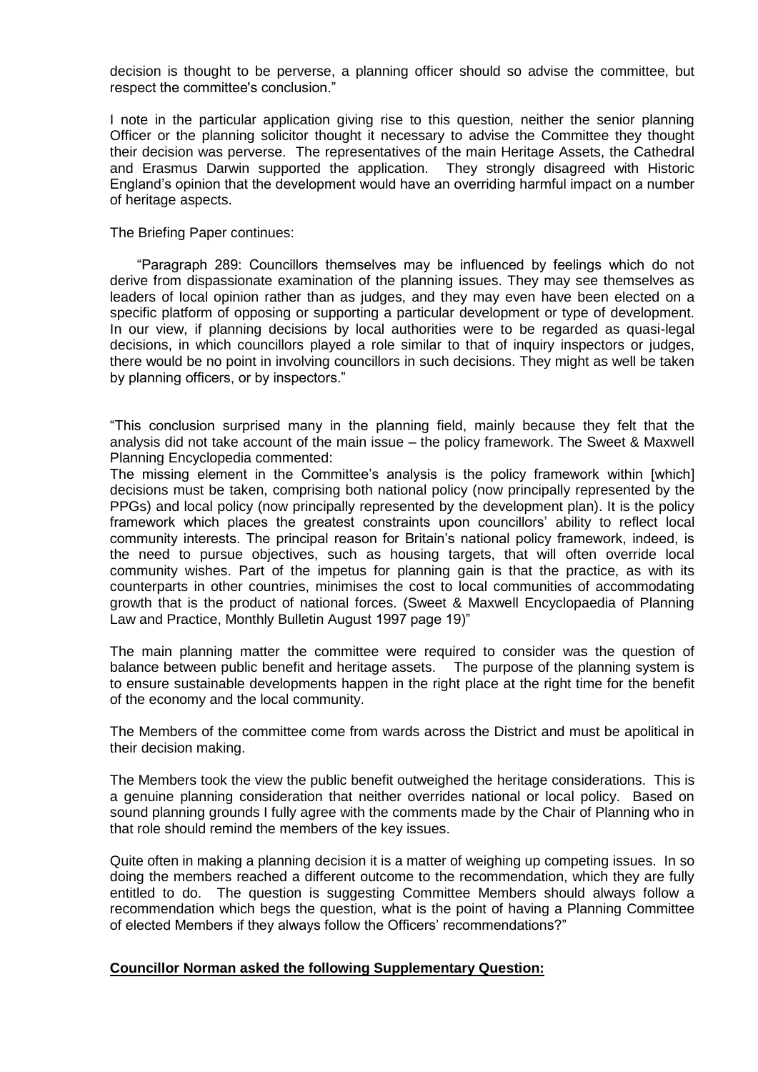decision is thought to be perverse, a planning officer should so advise the committee, but respect the committee's conclusion."

I note in the particular application giving rise to this question, neither the senior planning Officer or the planning solicitor thought it necessary to advise the Committee they thought their decision was perverse. The representatives of the main Heritage Assets, the Cathedral and Erasmus Darwin supported the application. They strongly disagreed with Historic England's opinion that the development would have an overriding harmful impact on a number of heritage aspects.

The Briefing Paper continues:

"Paragraph 289: Councillors themselves may be influenced by feelings which do not derive from dispassionate examination of the planning issues. They may see themselves as leaders of local opinion rather than as judges, and they may even have been elected on a specific platform of opposing or supporting a particular development or type of development. In our view, if planning decisions by local authorities were to be regarded as quasi-legal decisions, in which councillors played a role similar to that of inquiry inspectors or judges, there would be no point in involving councillors in such decisions. They might as well be taken by planning officers, or by inspectors."

"This conclusion surprised many in the planning field, mainly because they felt that the analysis did not take account of the main issue – the policy framework. The Sweet & Maxwell Planning Encyclopedia commented:
The missing element in the Committee's analysis is the policy framework within [which] decisions must be taken, comprising both national policy (now principally represented by the PPGs) and local policy (now principally represented by the development plan). It is the policy framework which places the greatest constraints upon councillors' ability to reflect local community interests. The principal reason for Britain's national policy framework, indeed, is the need to pursue objectives, such as housing targets, that will often override local community wishes. Part of the impetus for planning gain is that the practice, as with its counterparts in other countries, minimises the cost to local communities of accommodating growth that is the product of national forces. (Sweet & Maxwell Encyclopaedia of Planning Law and Practice, Monthly Bulletin August 1997 page 19)"

The main planning matter the committee were required to consider was the question of balance between public benefit and heritage assets. The purpose of the planning system is to ensure sustainable developments happen in the right place at the right time for the benefit of the economy and the local community.

The Members of the committee come from wards across the District and must be apolitical in their decision making.

The Members took the view the public benefit outweighed the heritage considerations. This is a genuine planning consideration that neither overrides national or local policy. Based on sound planning grounds I fully agree with the comments made by the Chair of Planning who in that role should remind the members of the key issues.

Quite often in making a planning decision it is a matter of weighing up competing issues. In so doing the members reached a different outcome to the recommendation, which they are fully entitled to do. The question is suggesting Committee Members should always follow a recommendation which begs the question, what is the point of having a Planning Committee of elected Members if they always follow the Officers' recommendations?"

**Councillor Norman asked the following Supplementary Question:**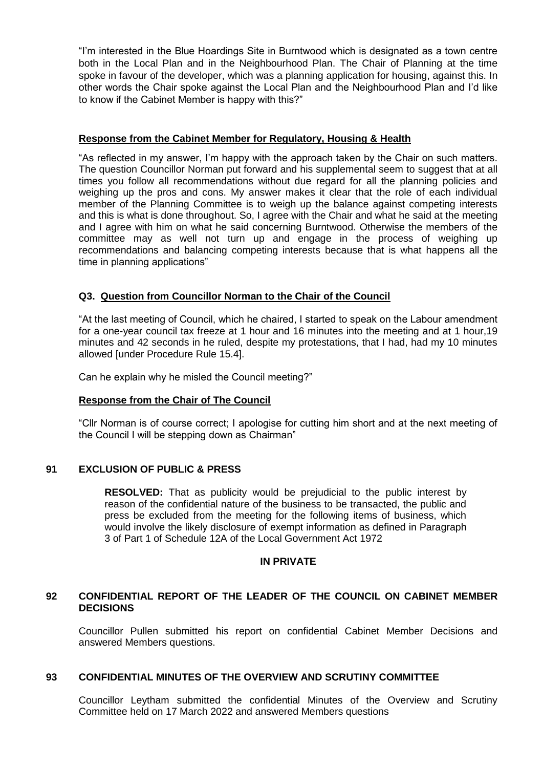"I'm interested in the Blue Hoardings Site in Burntwood which is designated as a town centre both in the Local Plan and in the Neighbourhood Plan. The Chair of Planning at the time spoke in favour of the developer, which was a planning application for housing, against this. In other words the Chair spoke against the Local Plan and the Neighbourhood Plan and I'd like to know if the Cabinet Member is happy with this?"

**Response from the Cabinet Member for Regulatory, Housing & Health**

"As reflected in my answer, I'm happy with the approach taken by the Chair on such matters. The question Councillor Norman put forward and his supplemental seem to suggest that at all times you follow all recommendations without due regard for all the planning policies and weighing up the pros and cons. My answer makes it clear that the role of each individual member of the Planning Committee is to weigh up the balance against competing interests and this is what is done throughout. So, I agree with the Chair and what he said at the meeting and I agree with him on what he said concerning Burntwood. Otherwise the members of the committee may as well not turn up and engage in the process of weighing up recommendations and balancing competing interests because that is what happens all the time in planning applications"

**Q3. Question from Councillor Norman to the Chair of the Council**

"At the last meeting of Council, which he chaired, I started to speak on the Labour amendment for a one-year council tax freeze at 1 hour and 16 minutes into the meeting and at 1 hour,19 minutes and 42 seconds in he ruled, despite my protestations, that I had, had my 10 minutes allowed [under Procedure Rule 15.4].

Can he explain why he misled the Council meeting?"

**Response from the Chair of The Council**

"Cllr Norman is of course correct; I apologise for cutting him short and at the next meeting of the Council I will be stepping down as Chairman"

## 91 EXCLUSION OF PUBLIC & PRESS

**RESOLVED:** That as publicity would be prejudicial to the public interest by reason of the confidential nature of the business to be transacted, the public and press be excluded from the meeting for the following items of business, which would involve the likely disclosure of exempt information as defined in Paragraph 3 of Part 1 of Schedule 12A of the Local Government Act 1972

**IN PRIVATE**

## 92 CONFIDENTIAL REPORT OF THE LEADER OF THE COUNCIL ON CABINET MEMBER DECISIONS

Councillor Pullen submitted his report on confidential Cabinet Member Decisions and answered Members questions.

## 93 CONFIDENTIAL MINUTES OF THE OVERVIEW AND SCRUTINY COMMITTEE

Councillor Leytham submitted the confidential Minutes of the Overview and Scrutiny Committee held on 17 March 2022 and answered Members questions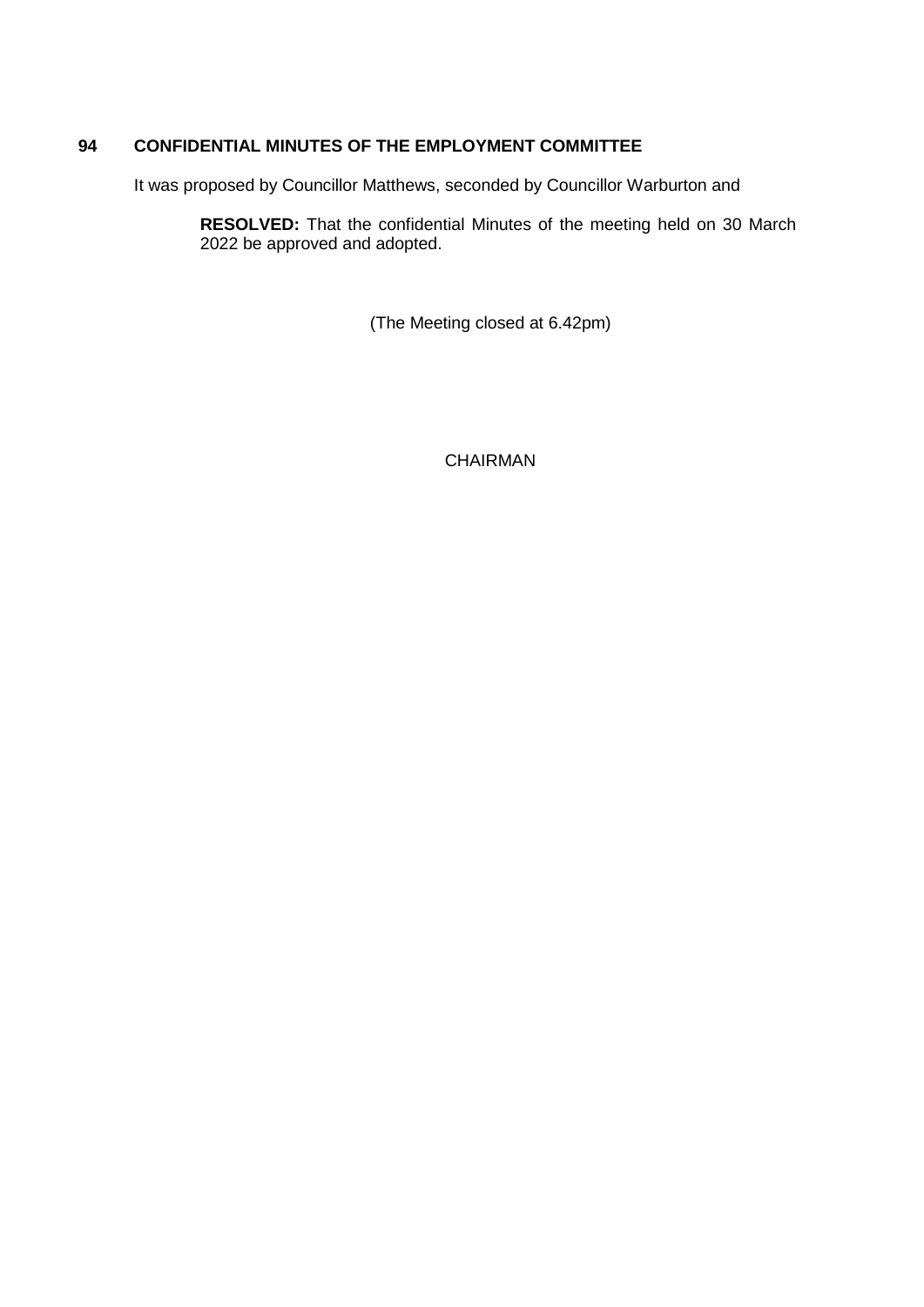## 94 CONFIDENTIAL MINUTES OF THE EMPLOYMENT COMMITTEE

It was proposed by Councillor Matthews, seconded by Councillor Warburton and

> **RESOLVED:** That the confidential Minutes of the meeting held on 30 March 2022 be approved and adopted.

(The Meeting closed at 6.42pm)

CHAIRMAN